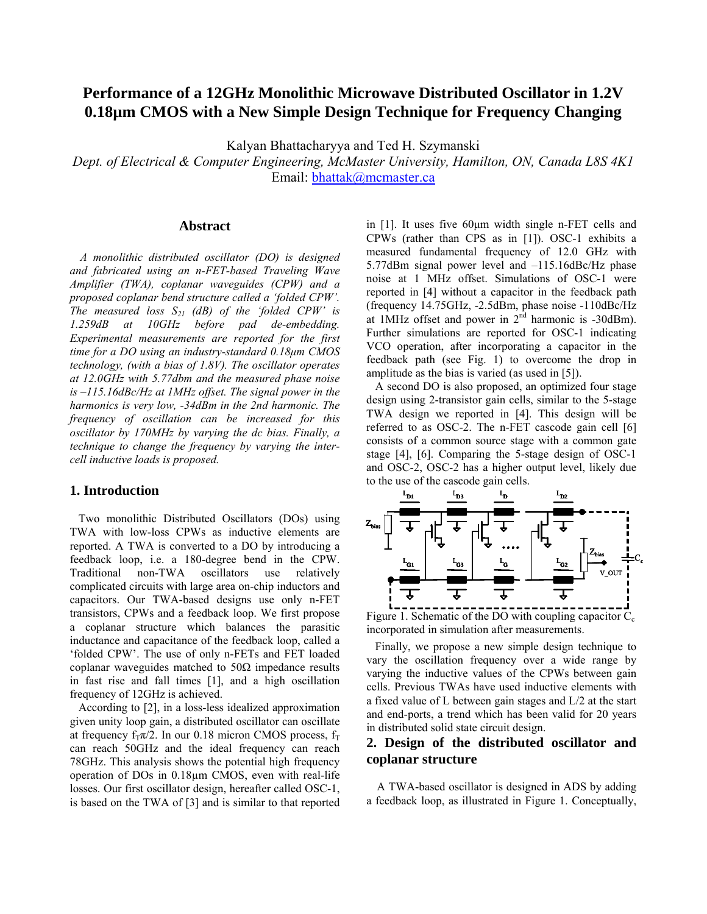# Performance of a 12GHz Monolithic Microwave Distributed Oscillator in 1.2V 0.18µm CMOS with a New Simple Design Technique for Frequency Changing

Kalyan Bhattacharyya and Ted H. Szymanski

*Dept. of Electrical & Computer Engineering, McMaster University, Hamilton, ON, Canada L8S 4K1*

Email: bhattak@mcmaster.ca

## Abstract

*A monolithic distributed oscillator (DO) is designed and fabricated using an n-FET-based Traveling Wave Amplifier (TWA), coplanar waveguides (CPW) and a proposed coplanar bend structure called a 'folded CPW'. The measured loss $S_{21}$ (dB) of the 'folded CPW' is 1.259dB at 10GHz before pad de-embedding. Experimental measurements are reported for the first time for a DO using an industry-standard 0.18µm CMOS technology, (with a bias of 1.8V). The oscillator operates at 12.0GHz with 5.77dbm and the measured phase noise is –115.16dBc/Hz at 1MHz offset. The signal power in the harmonics is very low, -34dBm in the 2nd harmonic. The frequency of oscillation can be increased for this oscillator by 170MHz by varying the dc bias. Finally, a technique to change the frequency by varying the inter-cell inductive loads is proposed.*

## 1. Introduction

Two monolithic Distributed Oscillators (DOs) using TWA with low-loss CPWs as inductive elements are reported. A TWA is converted to a DO by introducing a feedback loop, i.e. a 180-degree bend in the CPW. Traditional non-TWA oscillators use relatively complicated circuits with large area on-chip inductors and capacitors. Our TWA-based designs use only n-FET transistors, CPWs and a feedback loop. We first propose a coplanar structure which balances the parasitic inductance and capacitance of the feedback loop, called a 'folded CPW'. The use of only n-FETs and FET loaded coplanar waveguides matched to 50Ω impedance results in fast rise and fall times [1], and a high oscillation frequency of 12GHz is achieved.

According to [2], in a loss-less idealized approximation given unity loop gain, a distributed oscillator can oscillate at frequency $f_T\pi/2$. In our 0.18 micron CMOS process, $f_T$ can reach 50GHz and the ideal frequency can reach 78GHz. This analysis shows the potential high frequency operation of DOs in 0.18µm CMOS, even with real-life losses. Our first oscillator design, hereafter called OSC-1, is based on the TWA of [3] and is similar to that reported in [1]. It uses five 60µm width single n-FET cells and CPWs (rather than CPS as in [1]). OSC-1 exhibits a measured fundamental frequency of 12.0 GHz with 5.77dBm signal power level and –115.16dBc/Hz phase noise at 1 MHz offset. Simulations of OSC-1 were reported in [4] without a capacitor in the feedback path (frequency 14.75GHz, -2.5dBm, phase noise -110dBc/Hz at 1MHz offset and power in 2$^{nd}$ harmonic is -30dBm). Further simulations are reported for OSC-1 indicating VCO operation, after incorporating a capacitor in the feedback path (see Fig. 1) to overcome the drop in amplitude as the bias is varied (as used in [5]).

A second DO is also proposed, an optimized four stage design using 2-transistor gain cells, similar to the 5-stage TWA design we reported in [4]. This design will be referred to as OSC-2. The n-FET cascode gain cell [6] consists of a common source stage with a common gate stage [4], [6]. Comparing the 5-stage design of OSC-1 and OSC-2, OSC-2 has a higher output level, likely due to the use of the cascode gain cells.

Figure 1. Schematic of the DO with coupling capacitor $C_c$ incorporated in simulation after measurements.

Finally, we propose a new simple design technique to vary the oscillation frequency over a wide range by varying the inductive values of the CPWs between gain cells. Previous TWAs have used inductive elements with a fixed value of L between gain stages and L/2 at the start and end-ports, a trend which has been valid for 20 years in distributed solid state circuit design.

## 2. Design of the distributed oscillator and coplanar structure

A TWA-based oscillator is designed in ADS by adding a feedback loop, as illustrated in Figure 1. Conceptually,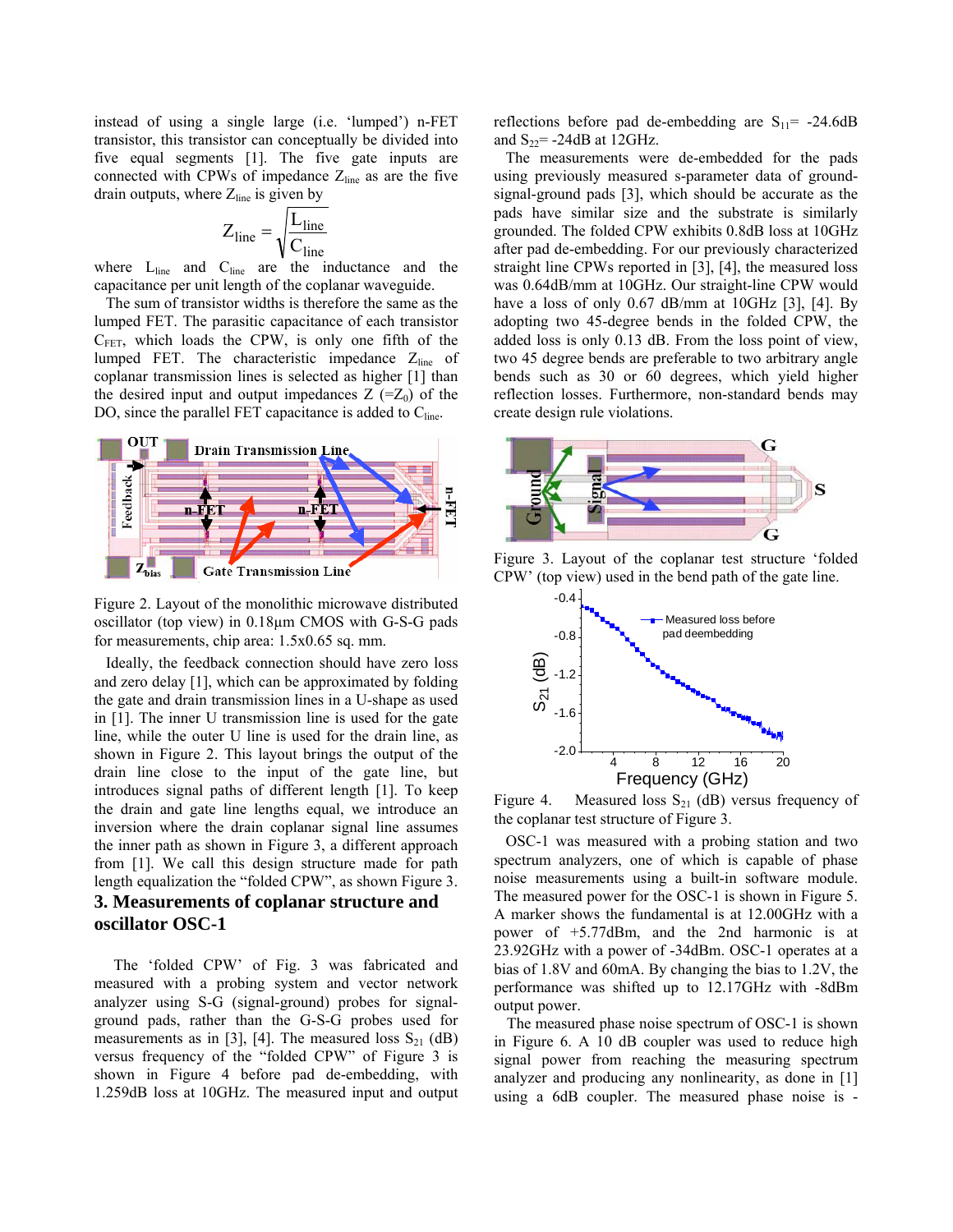instead of using a single large (i.e. 'lumped') n-FET transistor, this transistor can conceptually be divided into five equal segments [1]. The five gate inputs are connected with CPWs of impedance $Z_{line}$ as are the five drain outputs, where $Z_{line}$ is given by

$$Z_{line} = \sqrt{\frac{L_{line}}{C_{line}}}$$

where $L_{line}$ and $C_{line}$ are the inductance and the capacitance per unit length of the coplanar waveguide.

The sum of transistor widths is therefore the same as the lumped FET. The parasitic capacitance of each transistor $C_{FET}$, which loads the CPW, is only one fifth of the lumped FET. The characteristic impedance $Z_{line}$ of coplanar transmission lines is selected as higher [1] than the desired input and output impedances Z (=$Z_0$) of the DO, since the parallel FET capacitance is added to $C_{line}$.

Figure 2. Layout of the monolithic microwave distributed oscillator (top view) in 0.18μm CMOS with G-S-G pads for measurements, chip area: 1.5x0.65 sq. mm.

Ideally, the feedback connection should have zero loss and zero delay [1], which can be approximated by folding the gate and drain transmission lines in a U-shape as used in [1]. The inner U transmission line is used for the gate line, while the outer U line is used for the drain line, as shown in Figure 2. This layout brings the output of the drain line close to the input of the gate line, but introduces signal paths of different length [1]. To keep the drain and gate line lengths equal, we introduce an inversion where the drain coplanar signal line assumes the inner path as shown in Figure 3, a different approach from [1]. We call this design structure made for path length equalization the "folded CPW", as shown Figure 3.

## 3. Measurements of coplanar structure and oscillator OSC-1

The 'folded CPW' of Fig. 3 was fabricated and measured with a probing system and vector network analyzer using S-G (signal-ground) probes for signal-ground pads, rather than the G-S-G probes used for measurements as in [3], [4]. The measured loss $S_{21}$ (dB) versus frequency of the "folded CPW" of Figure 3 is shown in Figure 4 before pad de-embedding, with 1.259dB loss at 10GHz. The measured input and output reflections before pad de-embedding are $S_{11}$= -24.6dB and $S_{22}$= -24dB at 12GHz.

The measurements were de-embedded for the pads using previously measured s-parameter data of ground-signal-ground pads [3], which should be accurate as the pads have similar size and the substrate is similarly grounded. The folded CPW exhibits 0.8dB loss at 10GHz after pad de-embedding. For our previously characterized straight line CPWs reported in [3], [4], the measured loss was 0.64dB/mm at 10GHz. Our straight-line CPW would have a loss of only 0.67 dB/mm at 10GHz [3], [4]. By adopting two 45-degree bends in the folded CPW, the added loss is only 0.13 dB. From the loss point of view, two 45 degree bends are preferable to two arbitrary angle bends such as 30 or 60 degrees, which yield higher reflection losses. Furthermore, non-standard bends may create design rule violations.

Figure 3. Layout of the coplanar test structure 'folded CPW' (top view) used in the bend path of the gate line.

Figure 4. Measured loss $S_{21}$ (dB) versus frequency of the coplanar test structure of Figure 3.

OSC-1 was measured with a probing station and two spectrum analyzers, one of which is capable of phase noise measurements using a built-in software module. The measured power for the OSC-1 is shown in Figure 5. A marker shows the fundamental is at 12.00GHz with a power of +5.77dBm, and the 2nd harmonic is at 23.92GHz with a power of -34dBm. OSC-1 operates at a bias of 1.8V and 60mA. By changing the bias to 1.2V, the performance was shifted up to 12.17GHz with -8dBm output power.

The measured phase noise spectrum of OSC-1 is shown in Figure 6. A 10 dB coupler was used to reduce high signal power from reaching the measuring spectrum analyzer and producing any nonlinearity, as done in [1] using a 6dB coupler. The measured phase noise is -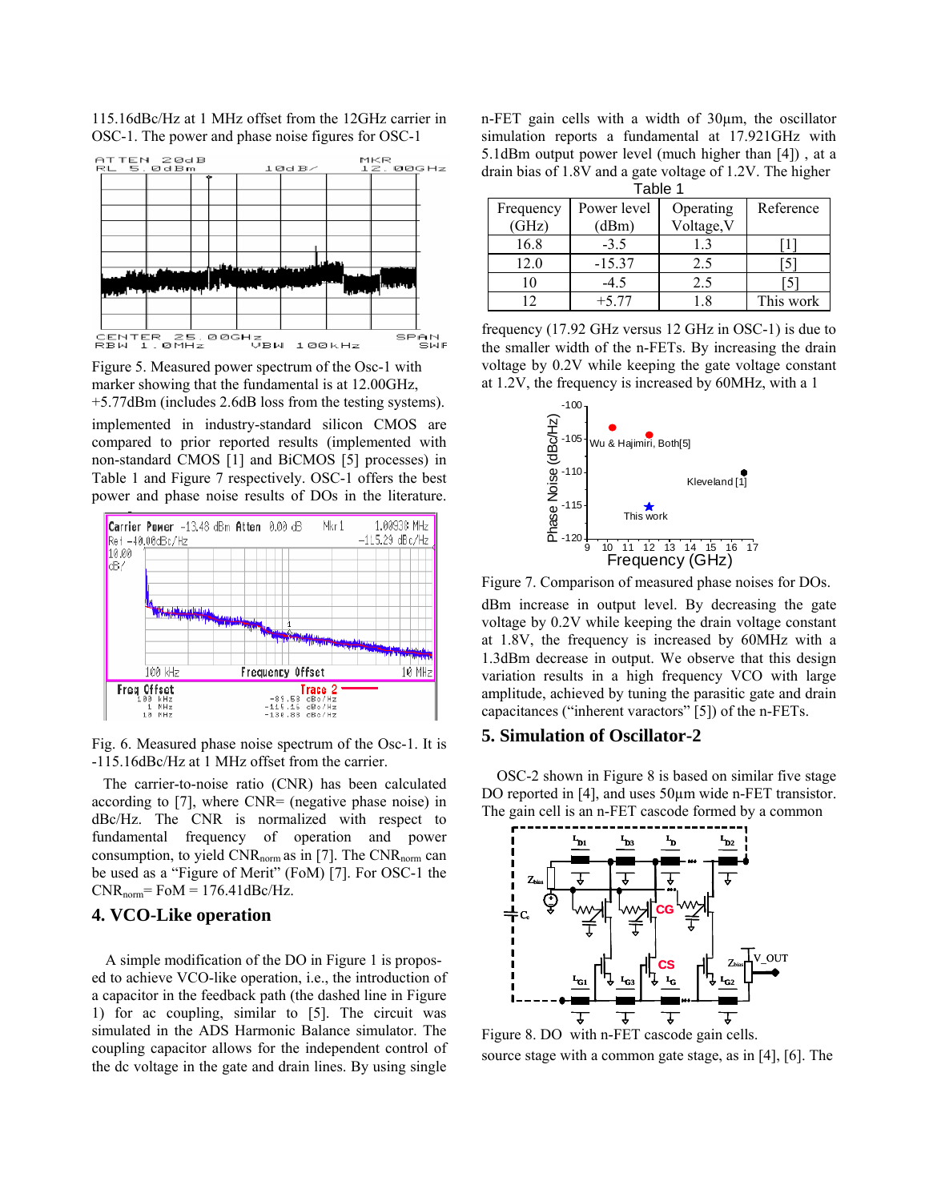115.16dBc/Hz at 1 MHz offset from the 12GHz carrier in OSC-1. The power and phase noise figures for OSC-1

Figure 5. Measured power spectrum of the Osc-1 with marker showing that the fundamental is at 12.00GHz, +5.77dBm (includes 2.6dB loss from the testing systems).

implemented in industry-standard silicon CMOS are compared to prior reported results (implemented with non-standard CMOS [1] and BiCMOS [5] processes) in Table 1 and Figure 7 respectively. OSC-1 offers the best power and phase noise results of DOs in the literature.

Fig. 6. Measured phase noise spectrum of the Osc-1. It is -115.16dBc/Hz at 1 MHz offset from the carrier.

The carrier-to-noise ratio (CNR) has been calculated according to [7], where CNR= (negative phase noise) in dBc/Hz. The CNR is normalized with respect to fundamental frequency of operation and power consumption, to yield $CNR_{norm}$ as in [7]. The $CNR_{norm}$ can be used as a "Figure of Merit" (FoM) [7]. For OSC-1 the $CNR_{norm}$= FoM = 176.41dBc/Hz.

## 4. VCO-Like operation

A simple modification of the DO in Figure 1 is proposed to achieve VCO-like operation, i.e., the introduction of a capacitor in the feedback path (the dashed line in Figure 1) for ac coupling, similar to [5]. The circuit was simulated in the ADS Harmonic Balance simulator. The coupling capacitor allows for the independent control of the dc voltage in the gate and drain lines. By using single n-FET gain cells with a width of 30μm, the oscillator simulation reports a fundamental at 17.921GHz with 5.1dBm output power level (much higher than [4]) , at a drain bias of 1.8V and a gate voltage of 1.2V. The higher

Table 1

| Frequency (GHz) | Power level (dBm) | Operating Voltage,V | Reference |
|---|---|---|---|
| 16.8 | -3.5 | 1.3 | [1] |
| 12.0 | -15.37 | 2.5 | [5] |
| 10 | -4.5 | 2.5 | [5] |
| 12 | +5.77 | 1.8 | This work |

frequency (17.92 GHz versus 12 GHz in OSC-1) is due to the smaller width of the n-FETs. By increasing the drain voltage by 0.2V while keeping the gate voltage constant at 1.2V, the frequency is increased by 60MHz, with a 1

Figure 7. Comparison of measured phase noises for DOs.

dBm increase in output level. By decreasing the gate voltage by 0.2V while keeping the drain voltage constant at 1.8V, the frequency is increased by 60MHz with a 1.3dBm decrease in output. We observe that this design variation results in a high frequency VCO with large amplitude, achieved by tuning the parasitic gate and drain capacitances ("inherent varactors" [5]) of the n-FETs.

## 5. Simulation of Oscillator-2

OSC-2 shown in Figure 8 is based on similar five stage DO reported in [4], and uses 50μm wide n-FET transistor. The gain cell is an n-FET cascode formed by a common

Figure 8. DO with n-FET cascode gain cells.

source stage with a common gate stage, as in [4], [6]. The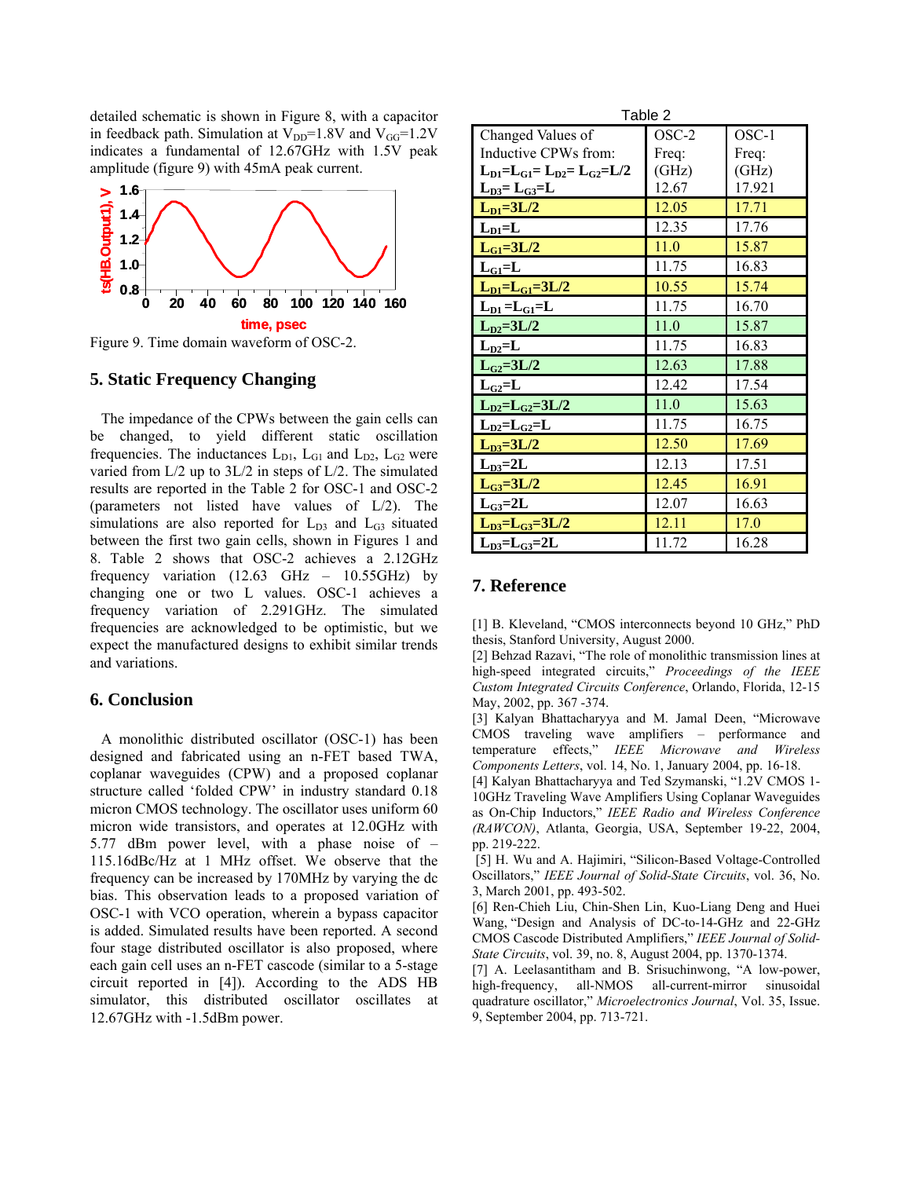detailed schematic is shown in Figure 8, with a capacitor in feedback path. Simulation at $V_{DD}$=1.8V and $V_{GG}$=1.2V indicates a fundamental of 12.67GHz with 1.5V peak amplitude (figure 9) with 45mA peak current.

ts(HB.Output1), V
1.6
1.4
1.2
1.0
0.8
0 20 40 60 80 100 120 140 160
time, psec

Figure 9. Time domain waveform of OSC-2.

## 5. Static Frequency Changing

The impedance of the CPWs between the gain cells can be changed, to yield different static oscillation frequencies. The inductances $L_{D1}$, $L_{G1}$ and $L_{D2}$, $L_{G2}$ were varied from L/2 up to 3L/2 in steps of L/2. The simulated results are reported in the Table 2 for OSC-1 and OSC-2 (parameters not listed have values of L/2). The simulations are also reported for $L_{D3}$ and $L_{G3}$ situated between the first two gain cells, shown in Figures 1 and 8. Table 2 shows that OSC-2 achieves a 2.12GHz frequency variation (12.63 GHz – 10.55GHz) by changing one or two L values. OSC-1 achieves a frequency variation of 2.291GHz. The simulated frequencies are acknowledged to be optimistic, but we expect the manufactured designs to exhibit similar trends and variations.

## 6. Conclusion

A monolithic distributed oscillator (OSC-1) has been designed and fabricated using an n-FET based TWA, coplanar waveguides (CPW) and a proposed coplanar structure called 'folded CPW' in industry standard 0.18 micron CMOS technology. The oscillator uses uniform 60 micron wide transistors, and operates at 12.0GHz with 5.77 dBm power level, with a phase noise of –115.16dBc/Hz at 1 MHz offset. We observe that the frequency can be increased by 170MHz by varying the dc bias. This observation leads to a proposed variation of OSC-1 with VCO operation, wherein a bypass capacitor is added. Simulated results have been reported. A second four stage distributed oscillator is also proposed, where each gain cell uses an n-FET cascode (similar to a 5-stage circuit reported in [4]). According to the ADS HB simulator, this distributed oscillator oscillates at 12.67GHz with -1.5dBm power.

Table 2

| Changed Values of Inductive CPWs from: $L_{D1}$=$L_{G1}$= $L_{D2}$= $L_{G2}$=L/2 $L_{D3}$= $L_{G3}$=L | OSC-2 Freq: (GHz) 12.67 | OSC-1 Freq: (GHz) 17.921 |
|---|---|---|
| $L_{D1}$=3L/2 | 12.05 | 17.71 |
| $L_{D1}$=L | 12.35 | 17.76 |
| $L_{G1}$=3L/2 | 11.0 | 15.87 |
| $L_{G1}$=L | 11.75 | 16.83 |
| $L_{D1}$=$L_{G1}$=3L/2 | 10.55 | 15.74 |
| $L_{D1}$ =$L_{G1}$=L | 11.75 | 16.70 |
| $L_{D2}$=3L/2 | 11.0 | 15.87 |
| $L_{D2}$=L | 11.75 | 16.83 |
| $L_{G2}$=3L/2 | 12.63 | 17.88 |
| $L_{G2}$=L | 12.42 | 17.54 |
| $L_{D2}$=$L_{G2}$=3L/2 | 11.0 | 15.63 |
| $L_{D2}$=$L_{G2}$=L | 11.75 | 16.75 |
| $L_{D3}$=3L/2 | 12.50 | 17.69 |
| $L_{D3}$=2L | 12.13 | 17.51 |
| $L_{G3}$=3L/2 | 12.45 | 16.91 |
| $L_{G3}$=2L | 12.07 | 16.63 |
| $L_{D3}$=$L_{G3}$=3L/2 | 12.11 | 17.0 |
| $L_{D3}$=$L_{G3}$=2L | 11.72 | 16.28 |

## 7. Reference

[1] B. Kleveland, "CMOS interconnects beyond 10 GHz," PhD thesis, Stanford University, August 2000.

[2] Behzad Razavi, "The role of monolithic transmission lines at high-speed integrated circuits," *Proceedings of the IEEE Custom Integrated Circuits Conference*, Orlando, Florida, 12-15 May, 2002, pp. 367 -374.

[3] Kalyan Bhattacharyya and M. Jamal Deen, "Microwave CMOS traveling wave amplifiers – performance and temperature effects," *IEEE Microwave and Wireless Components Letters*, vol. 14, No. 1, January 2004, pp. 16-18.

[4] Kalyan Bhattacharyya and Ted Szymanski, "1.2V CMOS 1-10GHz Traveling Wave Amplifiers Using Coplanar Waveguides as On-Chip Inductors," *IEEE Radio and Wireless Conference (RAWCON)*, Atlanta, Georgia, USA, September 19-22, 2004, pp. 219-222.

[5] H. Wu and A. Hajimiri, "Silicon-Based Voltage-Controlled Oscillators," *IEEE Journal of Solid-State Circuits*, vol. 36, No. 3, March 2001, pp. 493-502.

[6] Ren-Chieh Liu, Chin-Shen Lin, Kuo-Liang Deng and Huei Wang, "Design and Analysis of DC-to-14-GHz and 22-GHz CMOS Cascode Distributed Amplifiers," *IEEE Journal of Solid-State Circuits*, vol. 39, no. 8, August 2004, pp. 1370-1374.

[7] A. Leelasantitham and B. Srisuchinwong, "A low-power, high-frequency, all-NMOS all-current-mirror sinusoidal quadrature oscillator," *Microelectronics Journal*, Vol. 35, Issue. 9, September 2004, pp. 713-721.